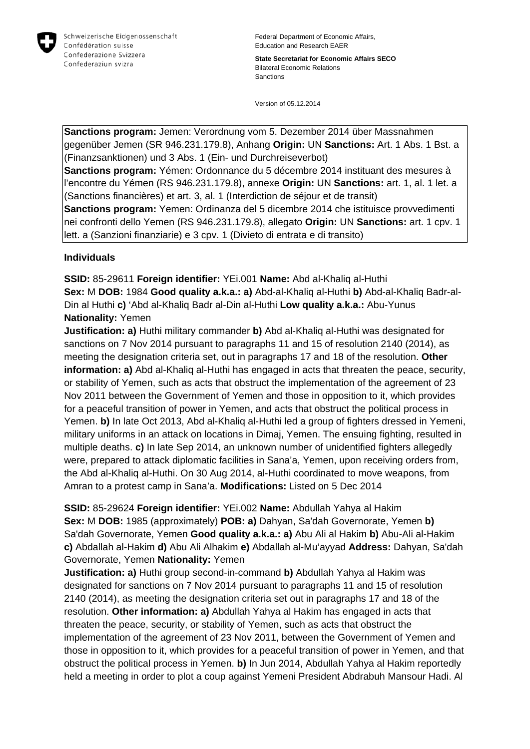Schweizerische Eidgenossenschaft
Confédération suisse
Confederazione Svizzera
Confederaziun svizra

Federal Department of Economic Affairs, Education and Research EAER

**State Secretariat for Economic Affairs SECO**
Bilateral Economic Relations
Sanctions

Version of 05.12.2014

**Sanctions program:** Jemen: Verordnung vom 5. Dezember 2014 über Massnahmen gegenüber Jemen (SR 946.231.179.8), Anhang **Origin:** UN **Sanctions:** Art. 1 Abs. 1 Bst. a (Finanzsanktionen) und 3 Abs. 1 (Ein- und Durchreiseverbot)
**Sanctions program:** Yémen: Ordonnance du 5 décembre 2014 instituant des mesures à l'encontre du Yémen (RS 946.231.179.8), annexe **Origin:** UN **Sanctions:** art. 1, al. 1 let. a (Sanctions financières) et art. 3, al. 1 (Interdiction de séjour et de transit)
**Sanctions program:** Yemen: Ordinanza del 5 dicembre 2014 che istituisce provvedimenti nei confronti dello Yemen (RS 946.231.179.8), allegato **Origin:** UN **Sanctions:** art. 1 cpv. 1 lett. a (Sanzioni finanziarie) e 3 cpv. 1 (Divieto di entrata e di transito)

## Individuals

**SSID:** 85-29611 **Foreign identifier:** YEi.001 **Name:** Abd al-Khaliq al-Huthi
**Sex:** M **DOB:** 1984 **Good quality a.k.a.: a)** Abd-al-Khaliq al-Huthi **b)** Abd-al-Khaliq Badr-al-Din al Huthi **c)** 'Abd al-Khaliq Badr al-Din al-Huthi **Low quality a.k.a.:** Abu-Yunus **Nationality:** Yemen
**Justification: a)** Huthi military commander **b)** Abd al-Khaliq al-Huthi was designated for sanctions on 7 Nov 2014 pursuant to paragraphs 11 and 15 of resolution 2140 (2014), as meeting the designation criteria set, out in paragraphs 17 and 18 of the resolution. **Other information: a)** Abd al-Khaliq al-Huthi has engaged in acts that threaten the peace, security, or stability of Yemen, such as acts that obstruct the implementation of the agreement of 23 Nov 2011 between the Government of Yemen and those in opposition to it, which provides for a peaceful transition of power in Yemen, and acts that obstruct the political process in Yemen. **b)** In late Oct 2013, Abd al-Khaliq al-Huthi led a group of fighters dressed in Yemeni, military uniforms in an attack on locations in Dimaj, Yemen. The ensuing fighting, resulted in multiple deaths. **c)** In late Sep 2014, an unknown number of unidentified fighters allegedly were, prepared to attack diplomatic facilities in Sana'a, Yemen, upon receiving orders from, the Abd al-Khaliq al-Huthi. On 30 Aug 2014, al-Huthi coordinated to move weapons, from Amran to a protest camp in Sana'a. **Modifications:** Listed on 5 Dec 2014

**SSID:** 85-29624 **Foreign identifier:** YEi.002 **Name:** Abdullah Yahya al Hakim
**Sex:** M **DOB:** 1985 (approximately) **POB: a)** Dahyan, Sa'dah Governorate, Yemen **b)** Sa'dah Governorate, Yemen **Good quality a.k.a.: a)** Abu Ali al Hakim **b)** Abu-Ali al-Hakim **c)** Abdallah al-Hakim **d)** Abu Ali Alhakim **e)** Abdallah al-Mu'ayyad **Address:** Dahyan, Sa'dah Governorate, Yemen **Nationality:** Yemen
**Justification: a)** Huthi group second-in-command **b)** Abdullah Yahya al Hakim was designated for sanctions on 7 Nov 2014 pursuant to paragraphs 11 and 15 of resolution 2140 (2014), as meeting the designation criteria set out in paragraphs 17 and 18 of the resolution. **Other information: a)** Abdullah Yahya al Hakim has engaged in acts that threaten the peace, security, or stability of Yemen, such as acts that obstruct the implementation of the agreement of 23 Nov 2011, between the Government of Yemen and those in opposition to it, which provides for a peaceful transition of power in Yemen, and that obstruct the political process in Yemen. **b)** In Jun 2014, Abdullah Yahya al Hakim reportedly held a meeting in order to plot a coup against Yemeni President Abdrabuh Mansour Hadi. Al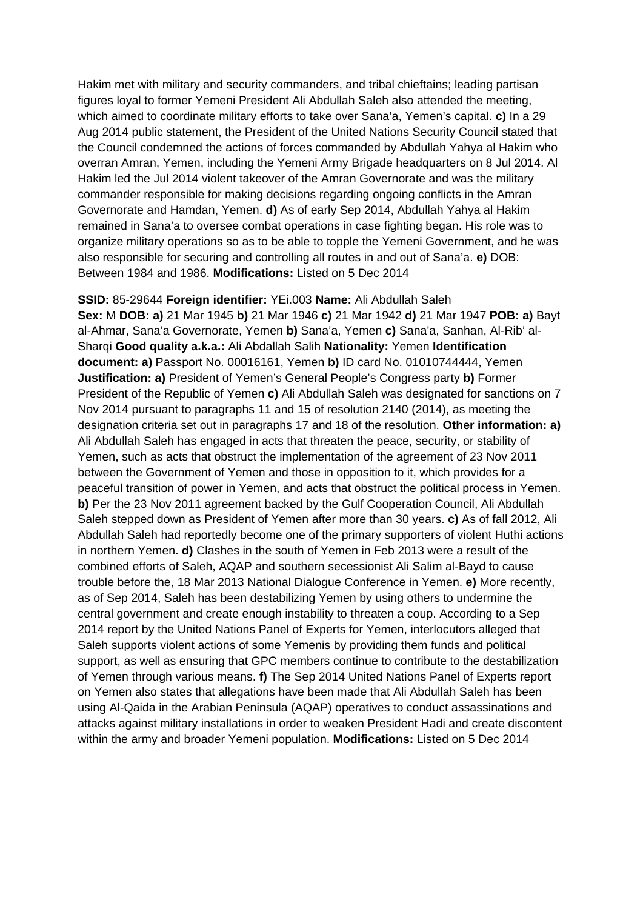Hakim met with military and security commanders, and tribal chieftains; leading partisan figures loyal to former Yemeni President Ali Abdullah Saleh also attended the meeting, which aimed to coordinate military efforts to take over Sana'a, Yemen's capital. **c)** In a 29 Aug 2014 public statement, the President of the United Nations Security Council stated that the Council condemned the actions of forces commanded by Abdullah Yahya al Hakim who overran Amran, Yemen, including the Yemeni Army Brigade headquarters on 8 Jul 2014. Al Hakim led the Jul 2014 violent takeover of the Amran Governorate and was the military commander responsible for making decisions regarding ongoing conflicts in the Amran Governorate and Hamdan, Yemen. **d)** As of early Sep 2014, Abdullah Yahya al Hakim remained in Sana'a to oversee combat operations in case fighting began. His role was to organize military operations so as to be able to topple the Yemeni Government, and he was also responsible for securing and controlling all routes in and out of Sana'a. **e)** DOB: Between 1984 and 1986. **Modifications:** Listed on 5 Dec 2014

**SSID:** 85-29644 **Foreign identifier:** YEi.003 **Name:** Ali Abdullah Saleh
**Sex:** M **DOB: a)** 21 Mar 1945 **b)** 21 Mar 1946 **c)** 21 Mar 1942 **d)** 21 Mar 1947 **POB: a)** Bayt al-Ahmar, Sana'a Governorate, Yemen **b)** Sana'a, Yemen **c)** Sana'a, Sanhan, Al-Rib' al-Sharqi **Good quality a.k.a.:** Ali Abdallah Salih **Nationality:** Yemen **Identification document: a)** Passport No. 00016161, Yemen **b)** ID card No. 01010744444, Yemen **Justification: a)** President of Yemen's General People's Congress party **b)** Former President of the Republic of Yemen **c)** Ali Abdullah Saleh was designated for sanctions on 7 Nov 2014 pursuant to paragraphs 11 and 15 of resolution 2140 (2014), as meeting the designation criteria set out in paragraphs 17 and 18 of the resolution. **Other information: a)** Ali Abdullah Saleh has engaged in acts that threaten the peace, security, or stability of Yemen, such as acts that obstruct the implementation of the agreement of 23 Nov 2011 between the Government of Yemen and those in opposition to it, which provides for a peaceful transition of power in Yemen, and acts that obstruct the political process in Yemen. **b)** Per the 23 Nov 2011 agreement backed by the Gulf Cooperation Council, Ali Abdullah Saleh stepped down as President of Yemen after more than 30 years. **c)** As of fall 2012, Ali Abdullah Saleh had reportedly become one of the primary supporters of violent Huthi actions in northern Yemen. **d)** Clashes in the south of Yemen in Feb 2013 were a result of the combined efforts of Saleh, AQAP and southern secessionist Ali Salim al-Bayd to cause trouble before the, 18 Mar 2013 National Dialogue Conference in Yemen. **e)** More recently, as of Sep 2014, Saleh has been destabilizing Yemen by using others to undermine the central government and create enough instability to threaten a coup. According to a Sep 2014 report by the United Nations Panel of Experts for Yemen, interlocutors alleged that Saleh supports violent actions of some Yemenis by providing them funds and political support, as well as ensuring that GPC members continue to contribute to the destabilization of Yemen through various means. **f)** The Sep 2014 United Nations Panel of Experts report on Yemen also states that allegations have been made that Ali Abdullah Saleh has been using Al-Qaida in the Arabian Peninsula (AQAP) operatives to conduct assassinations and attacks against military installations in order to weaken President Hadi and create discontent within the army and broader Yemeni population. **Modifications:** Listed on 5 Dec 2014